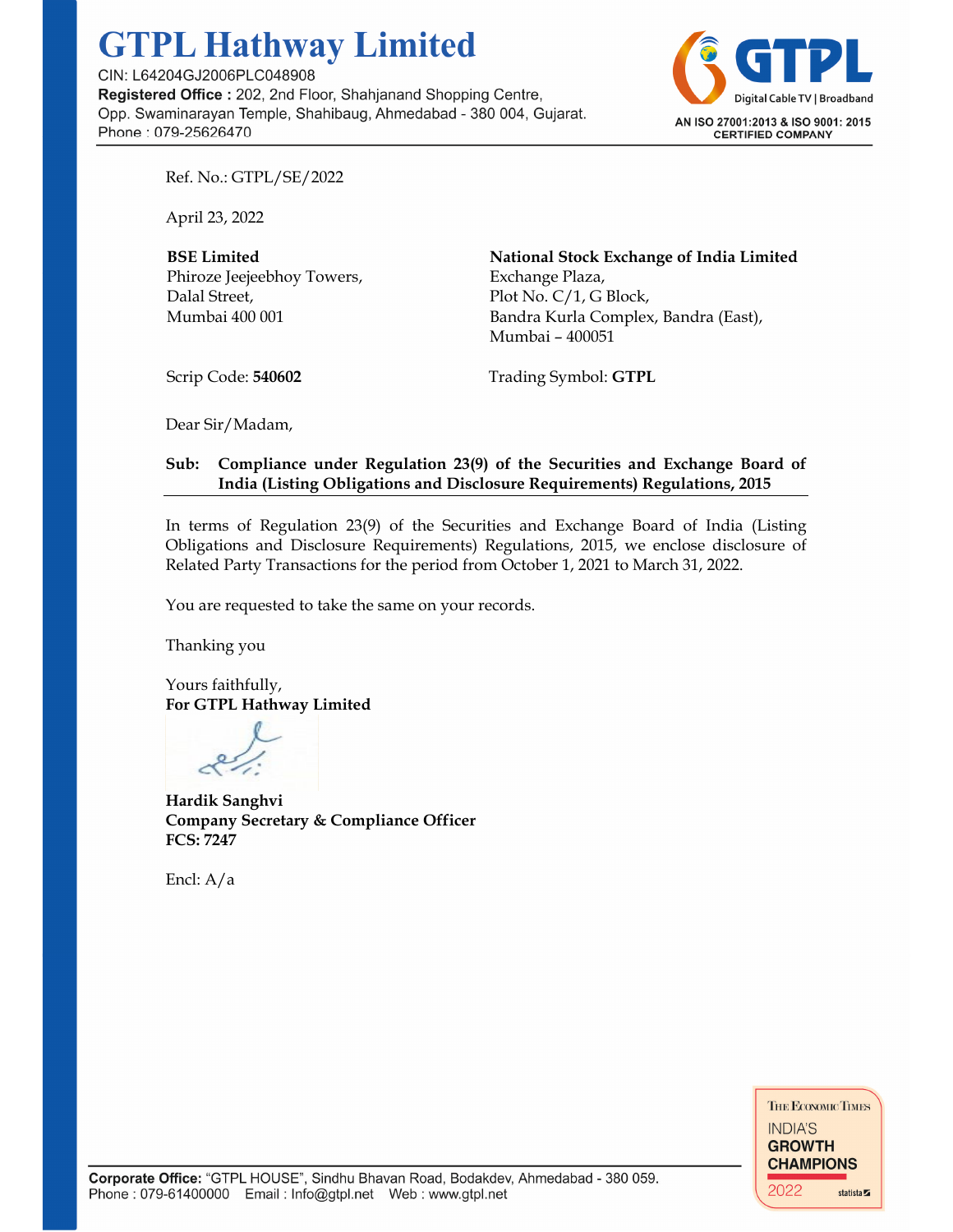# GTPL Hathway Limited

CIN: L64204GJ2006PLC048908
**Registered Office :** 202, 2nd Floor, Shahjanand Shopping Centre, Opp. Swaminarayan Temple, Shahibaug, Ahmedabad - 380 004, Gujarat.
Phone : 079-25626470

GTPL Digital Cable TV | Broadband
AN ISO 27001:2013 & ISO 9001: 2015 CERTIFIED COMPANY

Ref. No.: GTPL/SE/2022

April 23, 2022

**BSE Limited**
Phiroze Jeejeebhoy Towers,
Dalal Street,
Mumbai 400 001

Scrip Code: **540602**

**National Stock Exchange of India Limited**
Exchange Plaza,
Plot No. C/1, G Block,
Bandra Kurla Complex, Bandra (East),
Mumbai – 400051

Trading Symbol: **GTPL**

Dear Sir/Madam,

**Sub: Compliance under Regulation 23(9) of the Securities and Exchange Board of India (Listing Obligations and Disclosure Requirements) Regulations, 2015**

In terms of Regulation 23(9) of the Securities and Exchange Board of India (Listing Obligations and Disclosure Requirements) Regulations, 2015, we enclose disclosure of Related Party Transactions for the period from October 1, 2021 to March 31, 2022.

You are requested to take the same on your records.

Thanking you

Yours faithfully,
**For GTPL Hathway Limited**

**Hardik Sanghvi**
**Company Secretary & Compliance Officer**
**FCS: 7247**

Encl: A/a

**Corporate Office:** "GTPL HOUSE", Sindhu Bhavan Road, Bodakdev, Ahmedabad - 380 059.
Phone : 079-61400000 Email : Info@gtpl.net Web : www.gtpl.net

The Economic Times INDIA'S GROWTH CHAMPIONS 2022 statista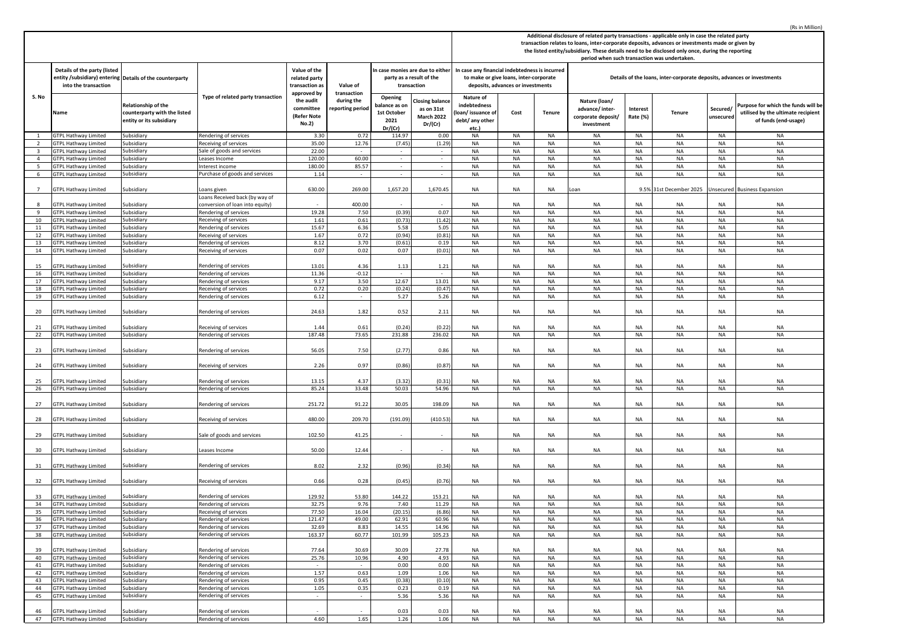(Rs in Million)

| S. No | Details of the party (listed entity /subsidiary) entering into the transaction | Details of the counterparty | Type of related party transaction | Value of the related party transaction as approved by the audit committee (Refer Note No.2) | Value of transaction during the reporting period | In case monies are due to either party as a result of the transaction | | Additional disclosure of related party transactions - applicable only in case the related party transaction relates to loans, inter-corporate deposits, advances or investments made or given by the listed entity/subsidiary. These details need to be disclosed only once, during the reporting period when such transaction was undertaken. | | | | | | | |
|---|---|---|---|---|---|---|---|---|---|---|---|---|---|---|---|
| | | | | | | | | In case any financial indebtedness is incurred to make or give loans, inter-corporate deposits, advances or investments | | | Details of the loans, inter-corporate deposits, advances or investments | | | | |
| | Name | Relationship of the counterparty with the listed entity or its subsidiary | | | | Opening balance as on 1st October 2021 Dr/(Cr) | Closing balance as on 31st March 2022 Dr/(Cr) | Nature of indebtedness (loan/ issuance of debt/ any other etc.) | Cost | Tenure | Nature (loan/ advance/ inter-corporate deposit/ investment | Interest Rate (%) | Tenure | Secured/ unsecured | Purpose for which the funds will be utilised by the ultimate recipient of funds (end-usage) |
| 1 | GTPL Hathway Limited | Subsidiary | Rendering of services | 3.30 | 0.72 | 114.97 | 0.00 | NA | NA | NA | NA | NA | NA | NA | NA |
| 2 | GTPL Hathway Limited | Subsidiary | Receiving of services | 35.00 | 12.76 | (7.45) | (1.29) | NA | NA | NA | NA | NA | NA | NA | NA |
| 3 | GTPL Hathway Limited | Subsidiary | Sale of goods and services | 22.00 | - | - | - | NA | NA | NA | NA | NA | NA | NA | NA |
| 4 | GTPL Hathway Limited | Subsidiary | Leases Income | 120.00 | 60.00 | - | - | NA | NA | NA | NA | NA | NA | NA | NA |
| 5 | GTPL Hathway Limited | Subsidiary | Interest income | 180.00 | 85.57 | - | - | NA | NA | NA | NA | NA | NA | NA | NA |
| 6 | GTPL Hathway Limited | Subsidiary | Purchase of goods and services | 1.14 | - | - | - | NA | NA | NA | NA | NA | NA | NA | NA |
| 7 | GTPL Hathway Limited | Subsidiary | Loans given | 630.00 | 269.00 | 1,657.20 | 1,670.45 | NA | NA | NA | Loan | 9.5% | 31st December 2025 | Unsecured | Business Expansion |
| 8 | GTPL Hathway Limited | Subsidiary | Loans Received back (by way of conversion of loan into equity) | - | 400.00 | - | - | NA | NA | NA | NA | NA | NA | NA | NA |
| 9 | GTPL Hathway Limited | Subsidiary | Rendering of services | 19.28 | 7.50 | (0.39) | 0.07 | NA | NA | NA | NA | NA | NA | NA | NA |
| 10 | GTPL Hathway Limited | Subsidiary | Receiving of services | 1.61 | 0.61 | (0.73) | (1.42) | NA | NA | NA | NA | NA | NA | NA | NA |
| 11 | GTPL Hathway Limited | Subsidiary | Rendering of services | 15.67 | 6.36 | 5.58 | 5.05 | NA | NA | NA | NA | NA | NA | NA | NA |
| 12 | GTPL Hathway Limited | Subsidiary | Receiving of services | 1.67 | 0.72 | (0.94) | (0.81) | NA | NA | NA | NA | NA | NA | NA | NA |
| 13 | GTPL Hathway Limited | Subsidiary | Rendering of services | 8.12 | 3.70 | (0.61) | 0.19 | NA | NA | NA | NA | NA | NA | NA | NA |
| 14 | GTPL Hathway Limited | Subsidiary | Receiving of services | 0.07 | 0.02 | 0.07 | (0.01) | NA | NA | NA | NA | NA | NA | NA | NA |
| 15 | GTPL Hathway Limited | Subsidiary | Rendering of services | 13.01 | 4.36 | 1.13 | 1.21 | NA | NA | NA | NA | NA | NA | NA | NA |
| 16 | GTPL Hathway Limited | Subsidiary | Rendering of services | 11.36 | -0.12 | - | - | NA | NA | NA | NA | NA | NA | NA | NA |
| 17 | GTPL Hathway Limited | Subsidiary | Rendering of services | 9.17 | 3.50 | 12.67 | 13.01 | NA | NA | NA | NA | NA | NA | NA | NA |
| 18 | GTPL Hathway Limited | Subsidiary | Receiving of services | 0.72 | 0.20 | (0.24) | (0.47) | NA | NA | NA | NA | NA | NA | NA | NA |
| 19 | GTPL Hathway Limited | Subsidiary | Rendering of services | 6.12 | - | 5.27 | 5.26 | NA | NA | NA | NA | NA | NA | NA | NA |
| 20 | GTPL Hathway Limited | Subsidiary | Rendering of services | 24.63 | 1.82 | 0.52 | 2.11 | NA | NA | NA | NA | NA | NA | NA | NA |
| 21 | GTPL Hathway Limited | Subsidiary | Receiving of services | 1.44 | 0.61 | (0.24) | (0.22) | NA | NA | NA | NA | NA | NA | NA | NA |
| 22 | GTPL Hathway Limited | Subsidiary | Rendering of services | 187.48 | 73.65 | 231.88 | 236.02 | NA | NA | NA | NA | NA | NA | NA | NA |
| 23 | GTPL Hathway Limited | Subsidiary | Rendering of services | 56.05 | 7.50 | (2.77) | 0.86 | NA | NA | NA | NA | NA | NA | NA | NA |
| 24 | GTPL Hathway Limited | Subsidiary | Receiving of services | 2.26 | 0.97 | (0.86) | (0.87) | NA | NA | NA | NA | NA | NA | NA | NA |
| 25 | GTPL Hathway Limited | Subsidiary | Rendering of services | 13.15 | 4.37 | (3.32) | (0.31) | NA | NA | NA | NA | NA | NA | NA | NA |
| 26 | GTPL Hathway Limited | Subsidiary | Rendering of services | 85.24 | 33.48 | 50.03 | 54.96 | NA | NA | NA | NA | NA | NA | NA | NA |
| 27 | GTPL Hathway Limited | Subsidiary | Rendering of services | 251.72 | 91.22 | 30.05 | 198.09 | NA | NA | NA | NA | NA | NA | NA | NA |
| 28 | GTPL Hathway Limited | Subsidiary | Receiving of services | 480.00 | 209.70 | (191.09) | (410.53) | NA | NA | NA | NA | NA | NA | NA | NA |
| 29 | GTPL Hathway Limited | Subsidiary | Sale of goods and services | 102.50 | 41.25 | - | - | NA | NA | NA | NA | NA | NA | NA | NA |
| 30 | GTPL Hathway Limited | Subsidiary | Leases Income | 50.00 | 12.44 | - | - | NA | NA | NA | NA | NA | NA | NA | NA |
| 31 | GTPL Hathway Limited | Subsidiary | Rendering of services | 8.02 | 2.32 | (0.96) | (0.34) | NA | NA | NA | NA | NA | NA | NA | NA |
| 32 | GTPL Hathway Limited | Subsidiary | Receiving of services | 0.66 | 0.28 | (0.45) | (0.76) | NA | NA | NA | NA | NA | NA | NA | NA |
| 33 | GTPL Hathway Limited | Subsidiary | Rendering of services | 129.92 | 53.80 | 144.22 | 153.21 | NA | NA | NA | NA | NA | NA | NA | NA |
| 34 | GTPL Hathway Limited | Subsidiary | Rendering of services | 32.75 | 9.76 | 7.40 | 11.29 | NA | NA | NA | NA | NA | NA | NA | NA |
| 35 | GTPL Hathway Limited | Subsidiary | Receiving of services | 77.50 | 16.04 | (20.15) | (6.86) | NA | NA | NA | NA | NA | NA | NA | NA |
| 36 | GTPL Hathway Limited | Subsidiary | Rendering of services | 121.47 | 49.00 | 62.91 | 60.96 | NA | NA | NA | NA | NA | NA | NA | NA |
| 37 | GTPL Hathway Limited | Subsidiary | Rendering of services | 32.69 | 8.83 | 14.55 | 14.96 | NA | NA | NA | NA | NA | NA | NA | NA |
| 38 | GTPL Hathway Limited | Subsidiary | Rendering of services | 163.37 | 60.77 | 101.99 | 105.23 | NA | NA | NA | NA | NA | NA | NA | NA |
| 39 | GTPL Hathway Limited | Subsidiary | Rendering of services | 77.64 | 30.69 | 30.09 | 27.78 | NA | NA | NA | NA | NA | NA | NA | NA |
| 40 | GTPL Hathway Limited | Subsidiary | Rendering of services | 25.76 | 10.96 | 4.90 | 4.93 | NA | NA | NA | NA | NA | NA | NA | NA |
| 41 | GTPL Hathway Limited | Subsidiary | Rendering of services | - | - | 0.00 | 0.00 | NA | NA | NA | NA | NA | NA | NA | NA |
| 42 | GTPL Hathway Limited | Subsidiary | Rendering of services | 1.57 | 0.63 | 1.09 | 1.06 | NA | NA | NA | NA | NA | NA | NA | NA |
| 43 | GTPL Hathway Limited | Subsidiary | Rendering of services | 0.95 | 0.45 | (0.38) | (0.10) | NA | NA | NA | NA | NA | NA | NA | NA |
| 44 | GTPL Hathway Limited | Subsidiary | Rendering of services | 1.05 | 0.35 | 0.23 | 0.19 | NA | NA | NA | NA | NA | NA | NA | NA |
| 45 | GTPL Hathway Limited | Subsidiary | Rendering of services | - | - | 5.36 | 5.36 | NA | NA | NA | NA | NA | NA | NA | NA |
| 46 | GTPL Hathway Limited | Subsidiary | Rendering of services | - | - | 0.03 | 0.03 | NA | NA | NA | NA | NA | NA | NA | NA |
| 47 | GTPL Hathway Limited | Subsidiary | Rendering of services | 4.60 | 1.65 | 1.26 | 1.06 | NA | NA | NA | NA | NA | NA | NA | NA |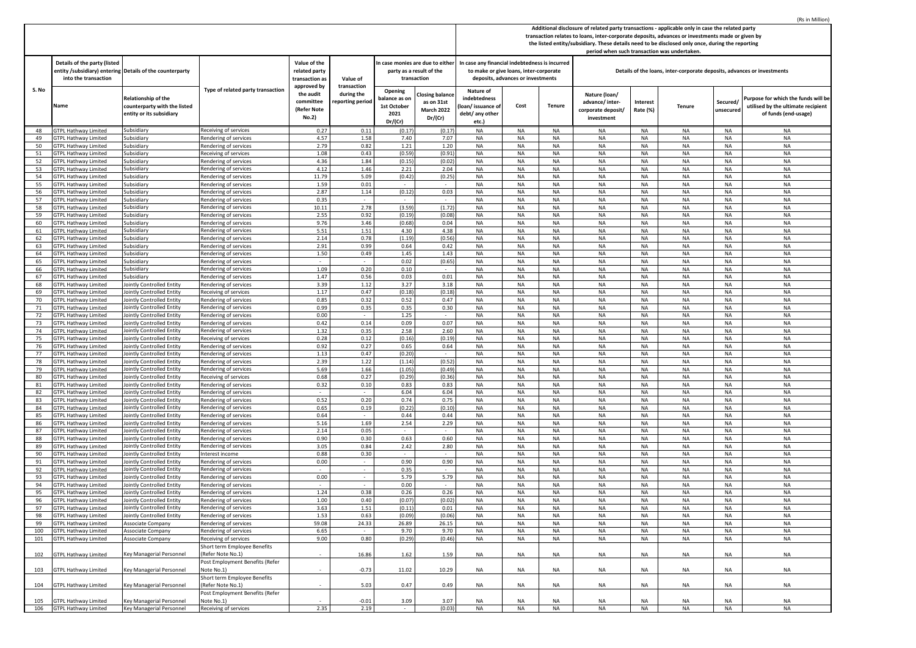(Rs in Million)

| S. No | Details of the party (listed entity /subsidiary) entering into the transaction | Details of the counterparty | | Value of the related party transaction as approved by the audit committee (Refer Note No.2) | Value of transaction during the reporting period | In case monies are due to either party as a result of the transaction | | In case any financial indebtedness is incurred to make or give loans, inter-corporate deposits, advances or investments | | | Additional disclosure of related party transactions - applicable only in case the related party transaction relates to loans, inter-corporate deposits, advances or investments made or given by the listed entity/subsidiary. These details need to be disclosed only once, during the reporting period when such transaction was undertaken. Details of the loans, inter-corporate deposits, advances or investments | | | | |
|---|---|---|---|---|---|---|---|---|---|---|---|---|---|---|---|
| | Name | Relationship of the counterparty with the listed entity or its subsidiary | Type of related party transaction | | | Opening balance as on 1st October 2021 Dr/(Cr) | Closing balance as on 31st March 2022 Dr/(Cr) | Nature of indebtedness (loan/ issuance of debt/ any other etc.) | Cost | Tenure | Nature (loan/ advance/ inter-corporate deposit/ investment | Interest Rate (%) | Tenure | Secured/ unsecured | Purpose for which the funds will be utilised by the ultimate recipient of funds (end-usage) |
| 48 | GTPL Hathway Limited | Subsidiary | Receiving of services | 0.27 | 0.11 | (0.17) | (0.17) | NA | NA | NA | NA | NA | NA | NA | NA |
| 49 | GTPL Hathway Limited | Subsidiary | Rendering of services | 4.57 | 1.58 | 7.40 | 7.07 | NA | NA | NA | NA | NA | NA | NA | NA |
| 50 | GTPL Hathway Limited | Subsidiary | Rendering of services | 2.79 | 0.82 | 1.21 | 1.20 | NA | NA | NA | NA | NA | NA | NA | NA |
| 51 | GTPL Hathway Limited | Subsidiary | Receiving of services | 1.08 | 0.43 | (0.59) | (0.91) | NA | NA | NA | NA | NA | NA | NA | NA |
| 52 | GTPL Hathway Limited | Subsidiary | Rendering of services | 4.36 | 1.84 | (0.15) | (0.02) | NA | NA | NA | NA | NA | NA | NA | NA |
| 53 | GTPL Hathway Limited | Subsidiary | Rendering of services | 4.12 | 1.46 | 2.21 | 2.04 | NA | NA | NA | NA | NA | NA | NA | NA |
| 54 | GTPL Hathway Limited | Subsidiary | Rendering of services | 11.79 | 5.09 | (0.42) | (0.25) | NA | NA | NA | NA | NA | NA | NA | NA |
| 55 | GTPL Hathway Limited | Subsidiary | Rendering of services | 1.59 | 0.01 | - | - | NA | NA | NA | NA | NA | NA | NA | NA |
| 56 | GTPL Hathway Limited | Subsidiary | Rendering of services | 2.87 | 1.14 | (0.12) | 0.03 | NA | NA | NA | NA | NA | NA | NA | NA |
| 57 | GTPL Hathway Limited | Subsidiary | Rendering of services | 0.35 | - | - | - | NA | NA | NA | NA | NA | NA | NA | NA |
| 58 | GTPL Hathway Limited | Subsidiary | Rendering of services | 10.11 | 2.78 | (3.59) | (1.72) | NA | NA | NA | NA | NA | NA | NA | NA |
| 59 | GTPL Hathway Limited | Subsidiary | Rendering of services | 2.55 | 0.92 | (0.19) | (0.08) | NA | NA | NA | NA | NA | NA | NA | NA |
| 60 | GTPL Hathway Limited | Subsidiary | Rendering of services | 9.76 | 3.46 | (0.68) | 0.04 | NA | NA | NA | NA | NA | NA | NA | NA |
| 61 | GTPL Hathway Limited | Subsidiary | Rendering of services | 5.51 | 1.51 | 4.30 | 4.38 | NA | NA | NA | NA | NA | NA | NA | NA |
| 62 | GTPL Hathway Limited | Subsidiary | Rendering of services | 2.14 | 0.78 | (1.19) | (0.56) | NA | NA | NA | NA | NA | NA | NA | NA |
| 63 | GTPL Hathway Limited | Subsidiary | Rendering of services | 2.91 | 0.99 | 0.64 | 0.42 | NA | NA | NA | NA | NA | NA | NA | NA |
| 64 | GTPL Hathway Limited | Subsidiary | Rendering of services | 1.50 | 0.49 | 1.45 | 1.43 | NA | NA | NA | NA | NA | NA | NA | NA |
| 65 | GTPL Hathway Limited | Subsidiary | Rendering of services | - | - | 0.02 | (0.65) | NA | NA | NA | NA | NA | NA | NA | NA |
| 66 | GTPL Hathway Limited | Subsidiary | Rendering of services | 1.09 | 0.20 | 0.10 | - | NA | NA | NA | NA | NA | NA | NA | NA |
| 67 | GTPL Hathway Limited | Subsidiary | Rendering of services | 1.47 | 0.56 | 0.03 | 0.01 | NA | NA | NA | NA | NA | NA | NA | NA |
| 68 | GTPL Hathway Limited | Jointly Controlled Entity | Rendering of services | 3.39 | 1.12 | 3.27 | 3.18 | NA | NA | NA | NA | NA | NA | NA | NA |
| 69 | GTPL Hathway Limited | Jointly Controlled Entity | Receiving of services | 1.17 | 0.47 | (0.18) | (0.18) | NA | NA | NA | NA | NA | NA | NA | NA |
| 70 | GTPL Hathway Limited | Jointly Controlled Entity | Rendering of services | 0.85 | 0.32 | 0.52 | 0.47 | NA | NA | NA | NA | NA | NA | NA | NA |
| 71 | GTPL Hathway Limited | Jointly Controlled Entity | Rendering of services | 0.99 | 0.35 | 0.35 | 0.30 | NA | NA | NA | NA | NA | NA | NA | NA |
| 72 | GTPL Hathway Limited | Jointly Controlled Entity | Rendering of services | 0.00 | - | 1.25 | - | NA | NA | NA | NA | NA | NA | NA | NA |
| 73 | GTPL Hathway Limited | Jointly Controlled Entity | Rendering of services | 0.42 | 0.14 | 0.09 | 0.07 | NA | NA | NA | NA | NA | NA | NA | NA |
| 74 | GTPL Hathway Limited | Jointly Controlled Entity | Rendering of services | 1.32 | 0.35 | 2.58 | 2.60 | NA | NA | NA | NA | NA | NA | NA | NA |
| 75 | GTPL Hathway Limited | Jointly Controlled Entity | Receiving of services | 0.28 | 0.12 | (0.16) | (0.19) | NA | NA | NA | NA | NA | NA | NA | NA |
| 76 | GTPL Hathway Limited | Jointly Controlled Entity | Rendering of services | 0.92 | 0.27 | 0.65 | 0.64 | NA | NA | NA | NA | NA | NA | NA | NA |
| 77 | GTPL Hathway Limited | Jointly Controlled Entity | Rendering of services | 1.13 | 0.47 | (0.20) | - | NA | NA | NA | NA | NA | NA | NA | NA |
| 78 | GTPL Hathway Limited | Jointly Controlled Entity | Rendering of services | 2.39 | 1.22 | (1.14) | (0.52) | NA | NA | NA | NA | NA | NA | NA | NA |
| 79 | GTPL Hathway Limited | Jointly Controlled Entity | Rendering of services | 5.69 | 1.66 | (1.05) | (0.49) | NA | NA | NA | NA | NA | NA | NA | NA |
| 80 | GTPL Hathway Limited | Jointly Controlled Entity | Receiving of services | 0.68 | 0.27 | (0.29) | (0.36) | NA | NA | NA | NA | NA | NA | NA | NA |
| 81 | GTPL Hathway Limited | Jointly Controlled Entity | Rendering of services | 0.32 | 0.10 | 0.83 | 0.83 | NA | NA | NA | NA | NA | NA | NA | NA |
| 82 | GTPL Hathway Limited | Jointly Controlled Entity | Rendering of services | - | - | 6.04 | 6.04 | NA | NA | NA | NA | NA | NA | NA | NA |
| 83 | GTPL Hathway Limited | Jointly Controlled Entity | Rendering of services | 0.52 | 0.20 | 0.74 | 0.75 | NA | NA | NA | NA | NA | NA | NA | NA |
| 84 | GTPL Hathway Limited | Jointly Controlled Entity | Rendering of services | 0.65 | 0.19 | (0.22) | (0.10) | NA | NA | NA | NA | NA | NA | NA | NA |
| 85 | GTPL Hathway Limited | Jointly Controlled Entity | Rendering of services | 0.64 | - | 0.44 | 0.44 | NA | NA | NA | NA | NA | NA | NA | NA |
| 86 | GTPL Hathway Limited | Jointly Controlled Entity | Rendering of services | 5.16 | 1.69 | 2.54 | 2.29 | NA | NA | NA | NA | NA | NA | NA | NA |
| 87 | GTPL Hathway Limited | Jointly Controlled Entity | Rendering of services | 2.14 | 0.05 | - | - | NA | NA | NA | NA | NA | NA | NA | NA |
| 88 | GTPL Hathway Limited | Jointly Controlled Entity | Rendering of services | 0.90 | 0.30 | 0.63 | 0.60 | NA | NA | NA | NA | NA | NA | NA | NA |
| 89 | GTPL Hathway Limited | Jointly Controlled Entity | Rendering of services | 3.05 | 0.84 | 2.42 | 2.80 | NA | NA | NA | NA | NA | NA | NA | NA |
| 90 | GTPL Hathway Limited | Jointly Controlled Entity | Interest income | 0.88 | 0.30 | - | - | NA | NA | NA | NA | NA | NA | NA | NA |
| 91 | GTPL Hathway Limited | Jointly Controlled Entity | Rendering of services | 0.00 | - | 0.90 | 0.90 | NA | NA | NA | NA | NA | NA | NA | NA |
| 92 | GTPL Hathway Limited | Jointly Controlled Entity | Rendering of services | - | - | 0.35 | - | NA | NA | NA | NA | NA | NA | NA | NA |
| 93 | GTPL Hathway Limited | Jointly Controlled Entity | Rendering of services | 0.00 | - | 5.79 | 5.79 | NA | NA | NA | NA | NA | NA | NA | NA |
| 94 | GTPL Hathway Limited | Jointly Controlled Entity | Rendering of services | - | - | 0.00 | - | NA | NA | NA | NA | NA | NA | NA | NA |
| 95 | GTPL Hathway Limited | Jointly Controlled Entity | Rendering of services | 1.24 | 0.38 | 0.26 | 0.26 | NA | NA | NA | NA | NA | NA | NA | NA |
| 96 | GTPL Hathway Limited | Jointly Controlled Entity | Rendering of services | 1.00 | 0.40 | (0.07) | (0.02) | NA | NA | NA | NA | NA | NA | NA | NA |
| 97 | GTPL Hathway Limited | Jointly Controlled Entity | Rendering of services | 3.63 | 1.51 | (0.11) | 0.01 | NA | NA | NA | NA | NA | NA | NA | NA |
| 98 | GTPL Hathway Limited | Jointly Controlled Entity | Rendering of services | 1.53 | 0.63 | (0.09) | (0.06) | NA | NA | NA | NA | NA | NA | NA | NA |
| 99 | GTPL Hathway Limited | Associate Company | Rendering of services | 59.08 | 24.33 | 26.89 | 26.15 | NA | NA | NA | NA | NA | NA | NA | NA |
| 100 | GTPL Hathway Limited | Associate Company | Rendering of services | 6.65 | - | 9.70 | 9.70 | NA | NA | NA | NA | NA | NA | NA | NA |
| 101 | GTPL Hathway Limited | Associate Company | Receiving of services | 9.00 | 0.80 | (0.29) | (0.46) | NA | NA | NA | NA | NA | NA | NA | NA |
| 102 | GTPL Hathway Limited | Key Managerial Personnel | Short term Employee Benefits (Refer Note No.1) | - | 16.86 | 1.62 | 1.59 | NA | NA | NA | NA | NA | NA | NA | NA |
| 103 | GTPL Hathway Limited | Key Managerial Personnel | Post Employment Benefits (Refer Note No.1) | - | -0.73 | 11.02 | 10.29 | NA | NA | NA | NA | NA | NA | NA | NA |
| 104 | GTPL Hathway Limited | Key Managerial Personnel | Short term Employee Benefits (Refer Note No.1) | - | 5.03 | 0.47 | 0.49 | NA | NA | NA | NA | NA | NA | NA | NA |
| 105 | GTPL Hathway Limited | Key Managerial Personnel | Post Employment Benefits (Refer Note No.1) | - | -0.01 | 3.09 | 3.07 | NA | NA | NA | NA | NA | NA | NA | NA |
| 106 | GTPL Hathway Limited | Key Managerial Personnel | Receiving of services | 2.35 | 2.19 | - | (0.03) | NA | NA | NA | NA | NA | NA | NA | NA |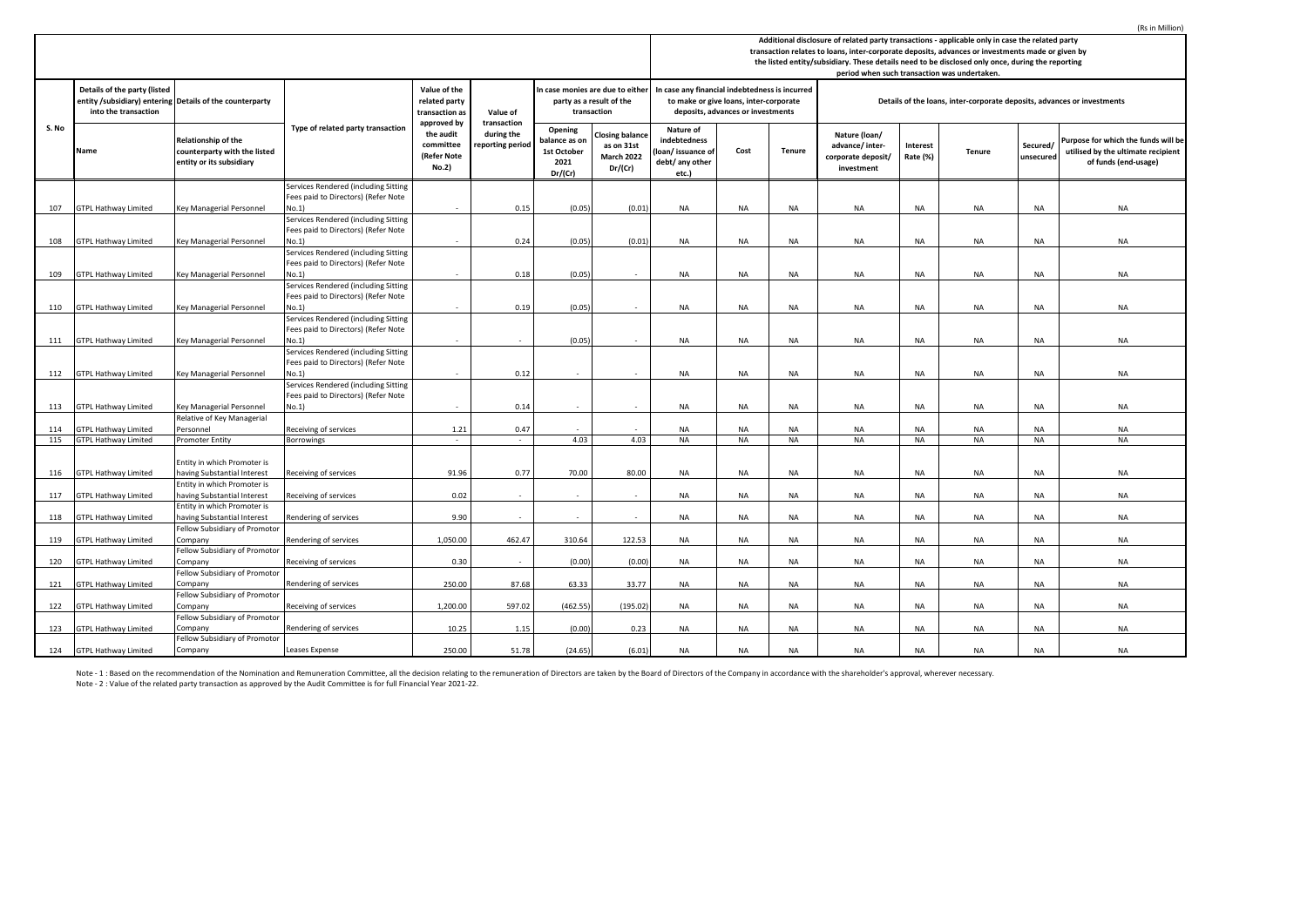(Rs in Million)

| S. No | Details of the party (listed entity /subsidiary) entering into the transaction | Details of the counterparty | Type of related party transaction | Value of the related party transaction as approved by the audit committee (Refer Note No.2) | Value of transaction during the reporting period | In case monies are due to either party as a result of the transaction | | Additional disclosure of related party transactions - applicable only in case the related party transaction relates to loans, inter-corporate deposits, advances or investments made or given by the listed entity/subsidiary. These details need to be disclosed only once, during the reporting period when such transaction was undertaken. In case any financial indebtedness is incurred to make or give loans, inter-corporate deposits, advances or investments | | | Details of the loans, inter-corporate deposits, advances or investments | | | | |
|---|---|---|---|---|---|---|---|---|---|---|---|---|---|---|---|
| | Name | Relationship of the counterparty with the listed entity or its subsidiary | | | | Opening balance as on 1st October 2021 Dr/(Cr) | Closing balance as on 31st March 2022 Dr/(Cr) | Nature of indebtedness (loan/ issuance of debt/ any other etc.) | Cost | Tenure | Nature (loan/ advance/ inter-corporate deposit/ investment | Interest Rate (%) | Tenure | Secured/ unsecured | Purpose for which the funds will be utilised by the ultimate recipient of funds (end-usage) |
| 107 | GTPL Hathway Limited | Key Managerial Personnel | Services Rendered (including Sitting Fees paid to Directors) (Refer Note No.1) | - | 0.15 | (0.05) | (0.01) | NA | NA | NA | NA | NA | NA | NA | NA |
| 108 | GTPL Hathway Limited | Key Managerial Personnel | Services Rendered (including Sitting Fees paid to Directors) (Refer Note No.1) | - | 0.24 | (0.05) | (0.01) | NA | NA | NA | NA | NA | NA | NA | NA |
| 109 | GTPL Hathway Limited | Key Managerial Personnel | Services Rendered (including Sitting Fees paid to Directors) (Refer Note No.1) | - | 0.18 | (0.05) | - | NA | NA | NA | NA | NA | NA | NA | NA |
| 110 | GTPL Hathway Limited | Key Managerial Personnel | Services Rendered (including Sitting Fees paid to Directors) (Refer Note No.1) | - | 0.19 | (0.05) | - | NA | NA | NA | NA | NA | NA | NA | NA |
| 111 | GTPL Hathway Limited | Key Managerial Personnel | Services Rendered (including Sitting Fees paid to Directors) (Refer Note No.1) | - | - | (0.05) | - | NA | NA | NA | NA | NA | NA | NA | NA |
| 112 | GTPL Hathway Limited | Key Managerial Personnel | Services Rendered (including Sitting Fees paid to Directors) (Refer Note No.1) | - | 0.12 | - | - | NA | NA | NA | NA | NA | NA | NA | NA |
| 113 | GTPL Hathway Limited | Key Managerial Personnel | Services Rendered (including Sitting Fees paid to Directors) (Refer Note No.1) | - | 0.14 | - | - | NA | NA | NA | NA | NA | NA | NA | NA |
| 114 | GTPL Hathway Limited | Relative of Key Managerial Personnel | Receiving of services | 1.21 | 0.47 | - | - | NA | NA | NA | NA | NA | NA | NA | NA |
| 115 | GTPL Hathway Limited | Promoter Entity | Borrowings | - | - | 4.03 | 4.03 | NA | NA | NA | NA | NA | NA | NA | NA |
| 116 | GTPL Hathway Limited | Entity in which Promoter is having Substantial Interest | Receiving of services | 91.96 | 0.77 | 70.00 | 80.00 | NA | NA | NA | NA | NA | NA | NA | NA |
| 117 | GTPL Hathway Limited | Entity in which Promoter is having Substantial Interest | Receiving of services | 0.02 | - | - | - | NA | NA | NA | NA | NA | NA | NA | NA |
| 118 | GTPL Hathway Limited | Entity in which Promoter is having Substantial Interest | Rendering of services | 9.90 | - | - | - | NA | NA | NA | NA | NA | NA | NA | NA |
| 119 | GTPL Hathway Limited | Fellow Subsidiary of Promotor Company | Rendering of services | 1,050.00 | 462.47 | 310.64 | 122.53 | NA | NA | NA | NA | NA | NA | NA | NA |
| 120 | GTPL Hathway Limited | Fellow Subsidiary of Promotor Company | Receiving of services | 0.30 | - | (0.00) | (0.00) | NA | NA | NA | NA | NA | NA | NA | NA |
| 121 | GTPL Hathway Limited | Fellow Subsidiary of Promotor Company | Rendering of services | 250.00 | 87.68 | 63.33 | 33.77 | NA | NA | NA | NA | NA | NA | NA | NA |
| 122 | GTPL Hathway Limited | Fellow Subsidiary of Promotor Company | Receiving of services | 1,200.00 | 597.02 | (462.55) | (195.02) | NA | NA | NA | NA | NA | NA | NA | NA |
| 123 | GTPL Hathway Limited | Fellow Subsidiary of Promotor Company | Rendering of services | 10.25 | 1.15 | (0.00) | 0.23 | NA | NA | NA | NA | NA | NA | NA | NA |
| 124 | GTPL Hathway Limited | Fellow Subsidiary of Promotor Company | Leases Expense | 250.00 | 51.78 | (24.65) | (6.01) | NA | NA | NA | NA | NA | NA | NA | NA |

Note - 1 : Based on the recommendation of the Nomination and Remuneration Committee, all the decision relating to the remuneration of Directors are taken by the Board of Directors of the Company in accordance with the shareholder's approval, wherever necessary.

Note - 2 : Value of the related party transaction as approved by the Audit Committee is for full Financial Year 2021-22.